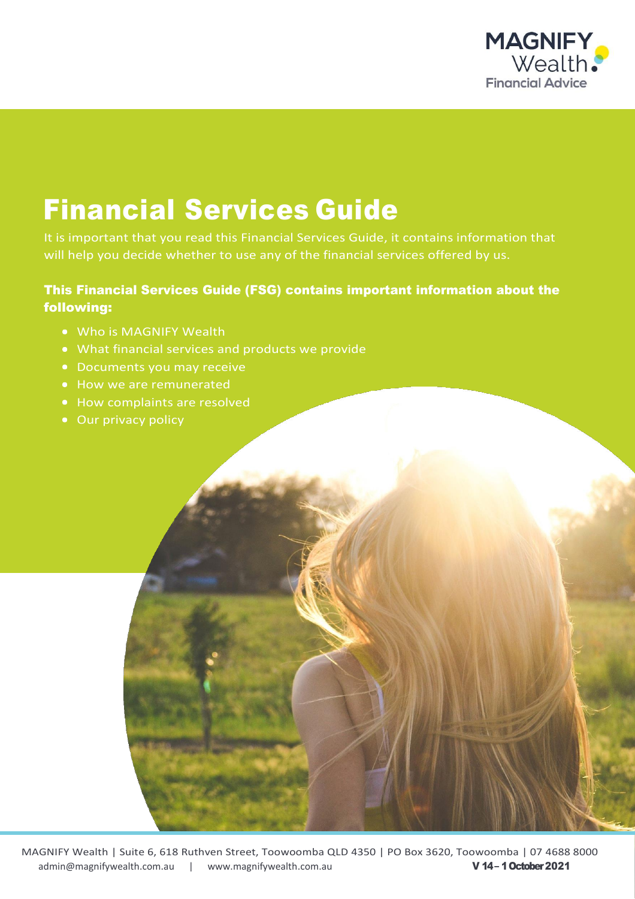MAGNIFY Wealth Financial Advice

# Financial Services Guide

It is important that you read this Financial Services Guide, it contains information that will help you decide whether to use any of the financial services offered by us.

### This Financial Services Guide (FSG) contains important information about the following:

- Who is MAGNIFY Wealth
- What financial services and products we provide
- Documents you may receive
- How we are remunerated
- How complaints are resolved
- Our privacy policy

MAGNIFY Wealth | Suite 6, 618 Ruthven Street, Toowoomba QLD 4350 | PO Box 3620, Toowoomba | 07 4688 8000
admin@magnifywealth.com.au | www.magnifywealth.com.au **V 14 – 1 October 2021**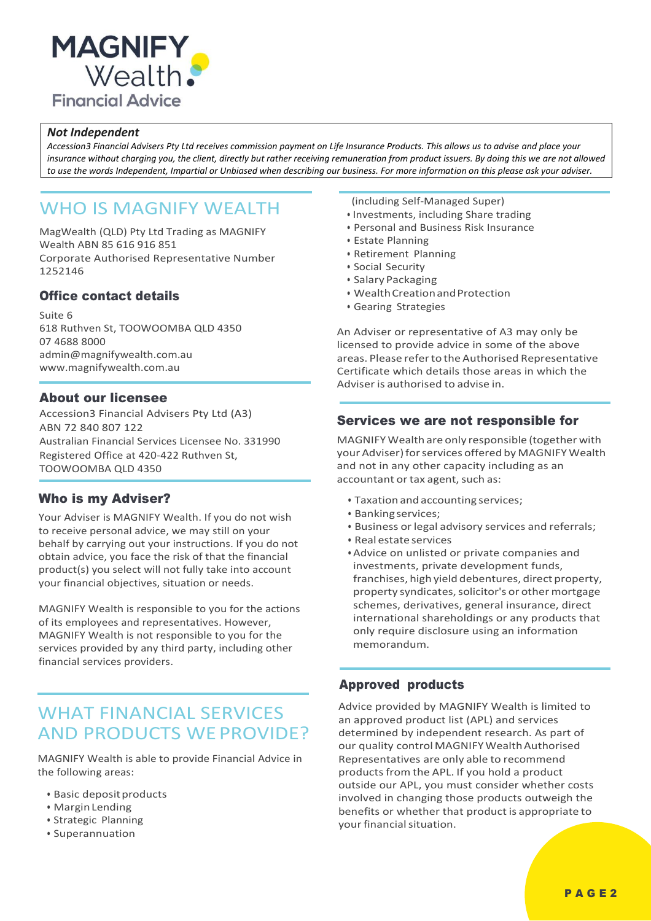MAGNIFY Wealth Financial Advice

***Not Independent***

*Accession3 Financial Advisers Pty Ltd receives commission payment on Life Insurance Products. This allows us to advise and place your insurance without charging you, the client, directly but rather receiving remuneration from product issuers. By doing this we are not allowed to use the words Independent, Impartial or Unbiased when describing our business. For more information on this please ask your adviser.*

## WHO IS MAGNIFY WEALTH

MagWealth (QLD) Pty Ltd Trading as MAGNIFY Wealth ABN 85 616 916 851
Corporate Authorised Representative Number 1252146

### Office contact details

Suite 6
618 Ruthven St, TOOWOOMBA QLD 4350
07 4688 8000
admin@magnifywealth.com.au
www.magnifywealth.com.au

### About our licensee

Accession3 Financial Advisers Pty Ltd (A3)
ABN 72 840 807 122
Australian Financial Services Licensee No. 331990
Registered Office at 420-422 Ruthven St, TOOWOOMBA QLD 4350

### Who is my Adviser?

Your Adviser is MAGNIFY Wealth. If you do not wish to receive personal advice, we may still on your behalf by carrying out your instructions. If you do not obtain advice, you face the risk of that the financial product(s) you select will not fully take into account your financial objectives, situation or needs.

MAGNIFY Wealth is responsible to you for the actions of its employees and representatives. However, MAGNIFY Wealth is not responsible to you for the services provided by any third party, including other financial services providers.

## WHAT FINANCIAL SERVICES AND PRODUCTS WE PROVIDE?

MAGNIFY Wealth is able to provide Financial Advice in the following areas:

- Basic deposit products
- Margin Lending
- Strategic Planning
- Superannuation (including Self-Managed Super)
- Investments, including Share trading
- Personal and Business Risk Insurance
- Estate Planning
- Retirement Planning
- Social Security
- Salary Packaging
- Wealth Creation and Protection
- Gearing Strategies

An Adviser or representative of A3 may only be licensed to provide advice in some of the above areas. Please refer to the Authorised Representative Certificate which details those areas in which the Adviser is authorised to advise in.

### Services we are not responsible for

MAGNIFY Wealth are only responsible (together with your Adviser) for services offered by MAGNIFY Wealth and not in any other capacity including as an accountant or tax agent, such as:

- Taxation and accounting services;
- Banking services;
- Business or legal advisory services and referrals;
- Real estate services
- Advice on unlisted or private companies and investments, private development funds, franchises, high yield debentures, direct property, property syndicates, solicitor's or other mortgage schemes, derivatives, general insurance, direct international shareholdings or any products that only require disclosure using an information memorandum.

### Approved products

Advice provided by MAGNIFY Wealth is limited to an approved product list (APL) and services determined by independent research. As part of our quality control MAGNIFY Wealth Authorised Representatives are only able to recommend products from the APL. If you hold a product outside our APL, you must consider whether costs involved in changing those products outweigh the benefits or whether that product is appropriate to your financial situation.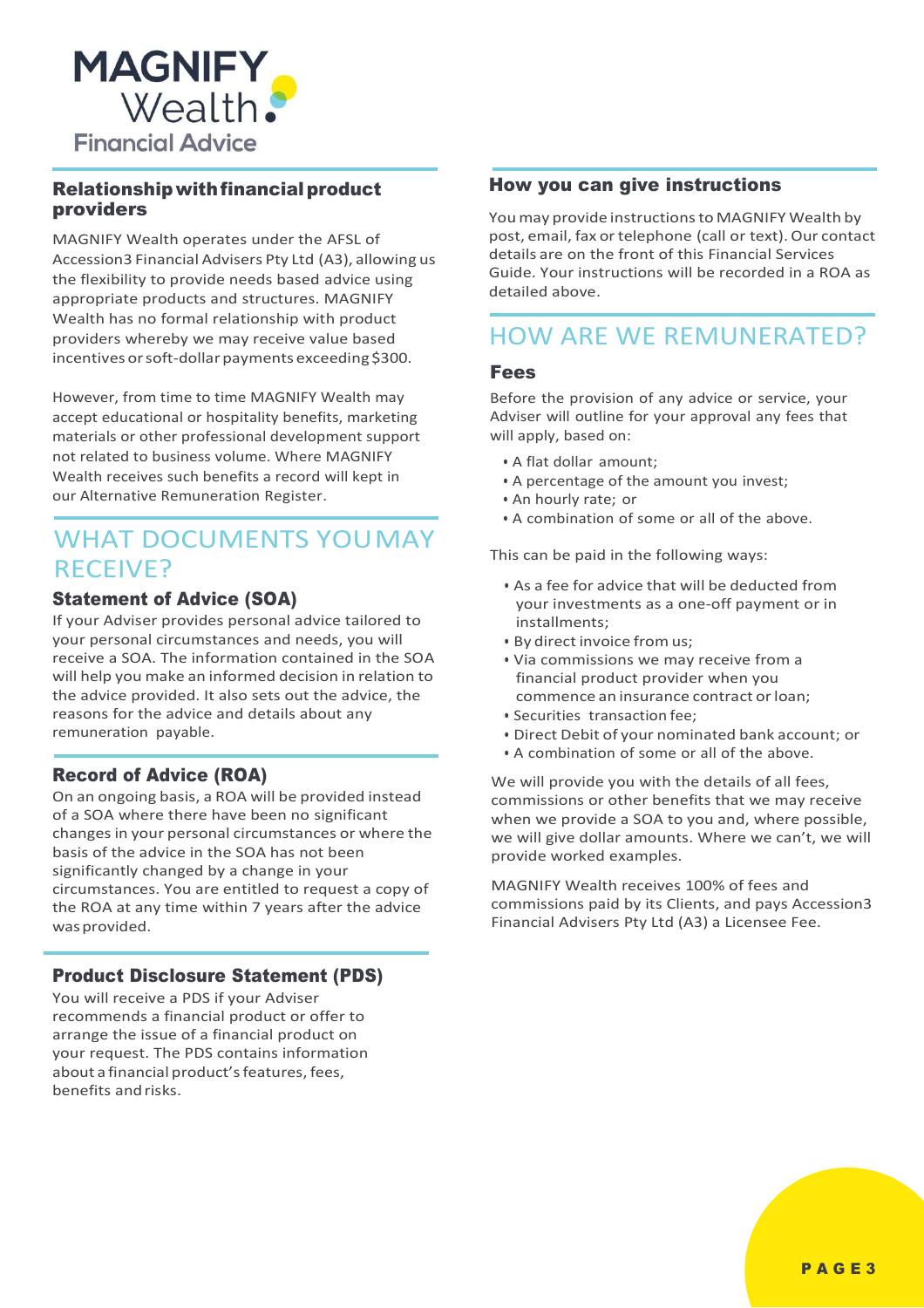MAGNIFY Wealth

Financial Advice

### Relationship with financial product providers

MAGNIFY Wealth operates under the AFSL of Accession3 Financial Advisers Pty Ltd (A3), allowing us the flexibility to provide needs based advice using appropriate products and structures. MAGNIFY Wealth has no formal relationship with product providers whereby we may receive value based incentives or soft-dollar payments exceeding $300.

However, from time to time MAGNIFY Wealth may accept educational or hospitality benefits, marketing materials or other professional development support not related to business volume. Where MAGNIFY Wealth receives such benefits a record will kept in our Alternative Remuneration Register.

## WHAT DOCUMENTS YOU MAY RECEIVE?

### Statement of Advice (SOA)

If your Adviser provides personal advice tailored to your personal circumstances and needs, you will receive a SOA. The information contained in the SOA will help you make an informed decision in relation to the advice provided. It also sets out the advice, the reasons for the advice and details about any remuneration payable.

### Record of Advice (ROA)

On an ongoing basis, a ROA will be provided instead of a SOA where there have been no significant changes in your personal circumstances or where the basis of the advice in the SOA has not been significantly changed by a change in your circumstances. You are entitled to request a copy of the ROA at any time within 7 years after the advice was provided.

### Product Disclosure Statement (PDS)

You will receive a PDS if your Adviser recommends a financial product or offer to arrange the issue of a financial product on your request. The PDS contains information about a financial product's features, fees, benefits and risks.

### How you can give instructions

You may provide instructions to MAGNIFY Wealth by post, email, fax or telephone (call or text). Our contact details are on the front of this Financial Services Guide. Your instructions will be recorded in a ROA as detailed above.

## HOW ARE WE REMUNERATED?

### Fees

Before the provision of any advice or service, your Adviser will outline for your approval any fees that will apply, based on:

- A flat dollar amount;
- A percentage of the amount you invest;
- An hourly rate; or
- A combination of some or all of the above.

This can be paid in the following ways:

- As a fee for advice that will be deducted from your investments as a one-off payment or in installments;
- By direct invoice from us;
- Via commissions we may receive from a financial product provider when you commence an insurance contract or loan;
- Securities transaction fee;
- Direct Debit of your nominated bank account; or
- A combination of some or all of the above.

We will provide you with the details of all fees, commissions or other benefits that we may receive when we provide a SOA to you and, where possible, we will give dollar amounts. Where we can't, we will provide worked examples.

MAGNIFY Wealth receives 100% of fees and commissions paid by its Clients, and pays Accession3 Financial Advisers Pty Ltd (A3) a Licensee Fee.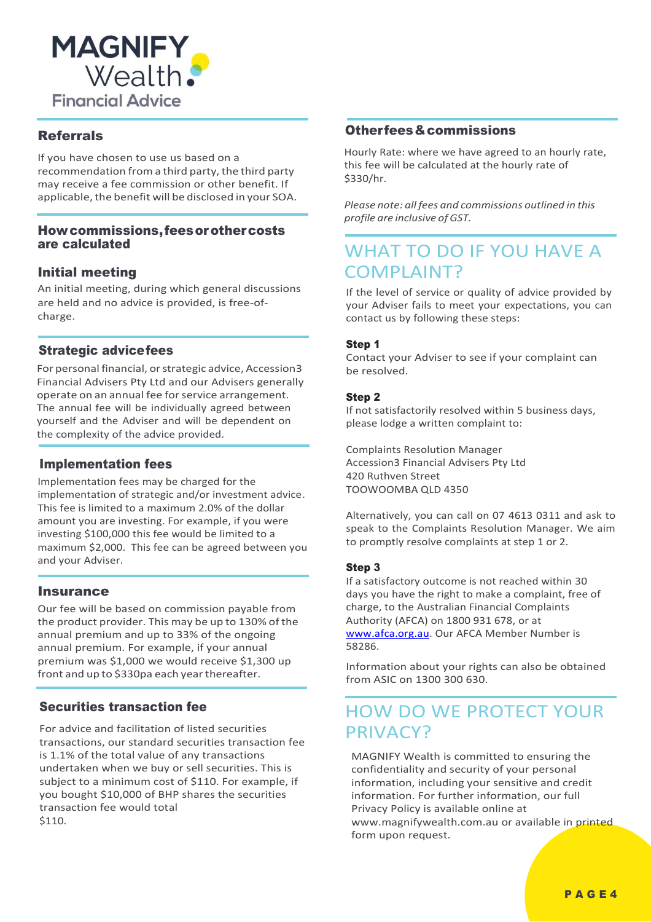MAGNIFY Wealth Financial Advice

## Referrals

If you have chosen to use us based on a recommendation from a third party, the third party may receive a fee commission or other benefit. If applicable, the benefit will be disclosed in your SOA.

## How commissions, fees or other costs are calculated

### Initial meeting

An initial meeting, during which general discussions are held and no advice is provided, is free-of-charge.

### Strategic advice fees

For personal financial, or strategic advice, Accession3 Financial Advisers Pty Ltd and our Advisers generally operate on an annual fee for service arrangement. The annual fee will be individually agreed between yourself and the Adviser and will be dependent on the complexity of the advice provided.

### Implementation fees

Implementation fees may be charged for the implementation of strategic and/or investment advice. This fee is limited to a maximum 2.0% of the dollar amount you are investing. For example, if you were investing $100,000 this fee would be limited to a maximum $2,000. This fee can be agreed between you and your Adviser.

### Insurance

Our fee will be based on commission payable from the product provider. This may be up to 130% of the annual premium and up to 33% of the ongoing annual premium. For example, if your annual premium was $1,000 we would receive $1,300 up front and up to $330pa each year thereafter.

### Securities transaction fee

For advice and facilitation of listed securities transactions, our standard securities transaction fee is 1.1% of the total value of any transactions undertaken when we buy or sell securities. This is subject to a minimum cost of $110. For example, if you bought $10,000 of BHP shares the securities transaction fee would total $110.

### Other fees & commissions

Hourly Rate: where we have agreed to an hourly rate, this fee will be calculated at the hourly rate of $330/hr.

*Please note: all fees and commissions outlined in this profile are inclusive of GST.*

## WHAT TO DO IF YOU HAVE A COMPLAINT?

If the level of service or quality of advice provided by your Adviser fails to meet your expectations, you can contact us by following these steps:

**Step 1**

Contact your Adviser to see if your complaint can be resolved.

**Step 2**

If not satisfactorily resolved within 5 business days, please lodge a written complaint to:

Complaints Resolution Manager
Accession3 Financial Advisers Pty Ltd
420 Ruthven Street
TOOWOOMBA QLD 4350

Alternatively, you can call on 07 4613 0311 and ask to speak to the Complaints Resolution Manager. We aim to promptly resolve complaints at step 1 or 2.

**Step 3**

If a satisfactory outcome is not reached within 30 days you have the right to make a complaint, free of charge, to the Australian Financial Complaints Authority (AFCA) on 1800 931 678, or at www.afca.org.au. Our AFCA Member Number is 58286.

Information about your rights can also be obtained from ASIC on 1300 300 630.

## HOW DO WE PROTECT YOUR PRIVACY?

MAGNIFY Wealth is committed to ensuring the confidentiality and security of your personal information, including your sensitive and credit information. For further information, our full Privacy Policy is available online at www.magnifywealth.com.au or available in printed form upon request.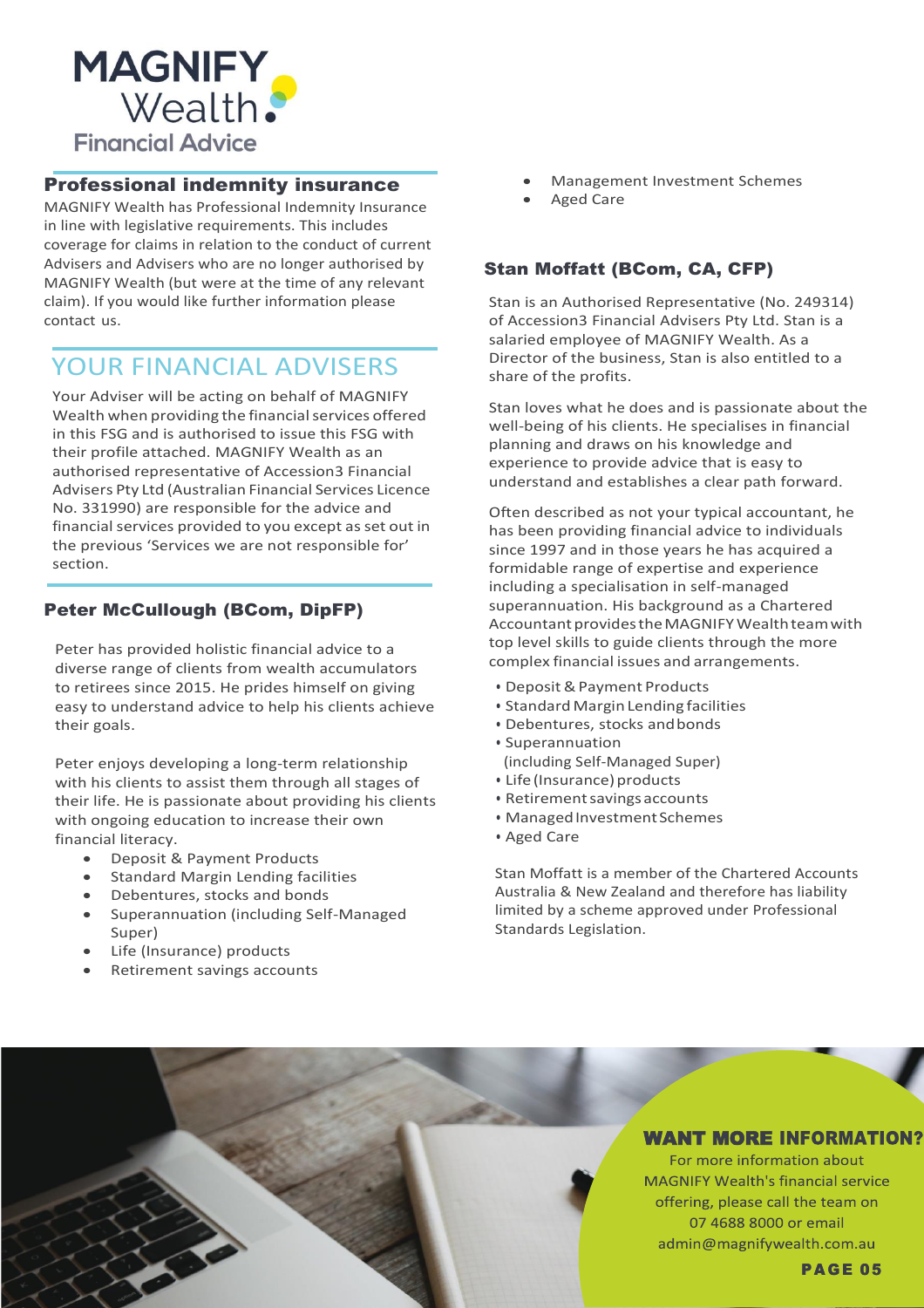MAGNIFY Wealth Financial Advice

## Professional indemnity insurance

MAGNIFY Wealth has Professional Indemnity Insurance in line with legislative requirements. This includes coverage for claims in relation to the conduct of current Advisers and Advisers who are no longer authorised by MAGNIFY Wealth (but were at the time of any relevant claim). If you would like further information please contact us.

## YOUR FINANCIAL ADVISERS

Your Adviser will be acting on behalf of MAGNIFY Wealth when providing the financial services offered in this FSG and is authorised to issue this FSG with their profile attached. MAGNIFY Wealth as an authorised representative of Accession3 Financial Advisers Pty Ltd (Australian Financial Services Licence No. 331990) are responsible for the advice and financial services provided to you except as set out in the previous 'Services we are not responsible for' section.

### Peter McCullough (BCom, DipFP)

Peter has provided holistic financial advice to a diverse range of clients from wealth accumulators to retirees since 2015. He prides himself on giving easy to understand advice to help his clients achieve their goals.

Peter enjoys developing a long-term relationship with his clients to assist them through all stages of their life. He is passionate about providing his clients with ongoing education to increase their own financial literacy.

- Deposit & Payment Products
- Standard Margin Lending facilities
- Debentures, stocks and bonds
- Superannuation (including Self-Managed Super)
- Life (Insurance) products
- Retirement savings accounts
- Management Investment Schemes
- Aged Care

### Stan Moffatt (BCom, CA, CFP)

Stan is an Authorised Representative (No. 249314) of Accession3 Financial Advisers Pty Ltd. Stan is a salaried employee of MAGNIFY Wealth. As a Director of the business, Stan is also entitled to a share of the profits.

Stan loves what he does and is passionate about the well-being of his clients. He specialises in financial planning and draws on his knowledge and experience to provide advice that is easy to understand and establishes a clear path forward.

Often described as not your typical accountant, he has been providing financial advice to individuals since 1997 and in those years he has acquired a formidable range of expertise and experience including a specialisation in self-managed superannuation. His background as a Chartered Accountant provides the MAGNIFY Wealth team with top level skills to guide clients through the more complex financial issues and arrangements.

- Deposit & Payment Products
- Standard Margin Lending facilities
- Debentures, stocks and bonds
- Superannuation (including Self-Managed Super)
- Life (Insurance) products
- Retirement savings accounts
- Managed Investment Schemes
- Aged Care

Stan Moffatt is a member of the Chartered Accounts Australia & New Zealand and therefore has liability limited by a scheme approved under Professional Standards Legislation.

**WANT MORE INFORMATION?**

For more information about MAGNIFY Wealth's financial service offering, please call the team on 07 4688 8000 or email admin@magnifywealth.com.au